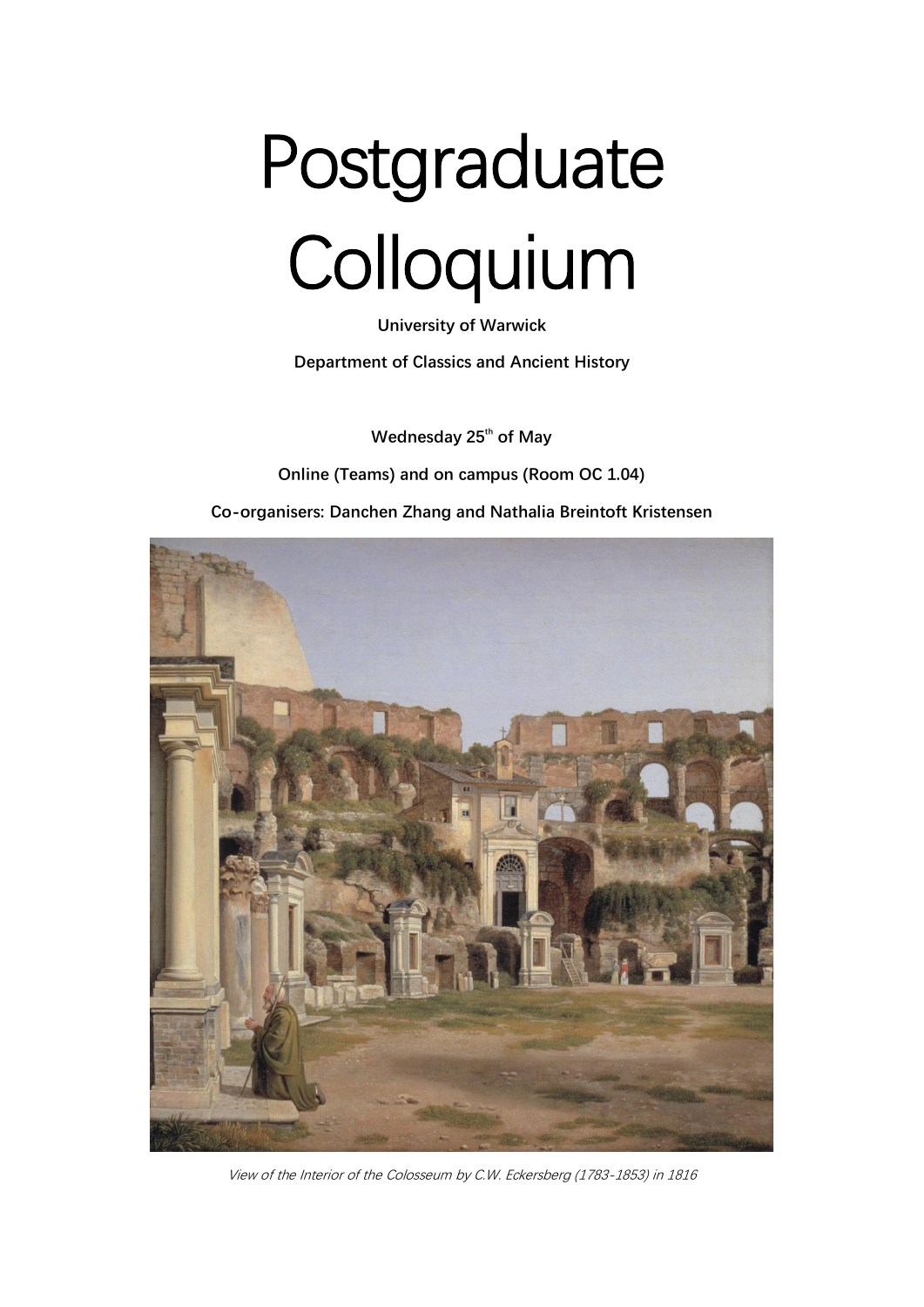# Postgraduate Colloquium

**University of Warwick**

**Department of Classics and Ancient History**

**Wednesday 25th of May**

**Online (Teams) and on campus (Room OC 1.04)**

**Co-organisers: Danchen Zhang and Nathalia Breintoft Kristensen**

*View of the Interior of the Colosseum by C.W. Eckersberg (1783-1853) in 1816*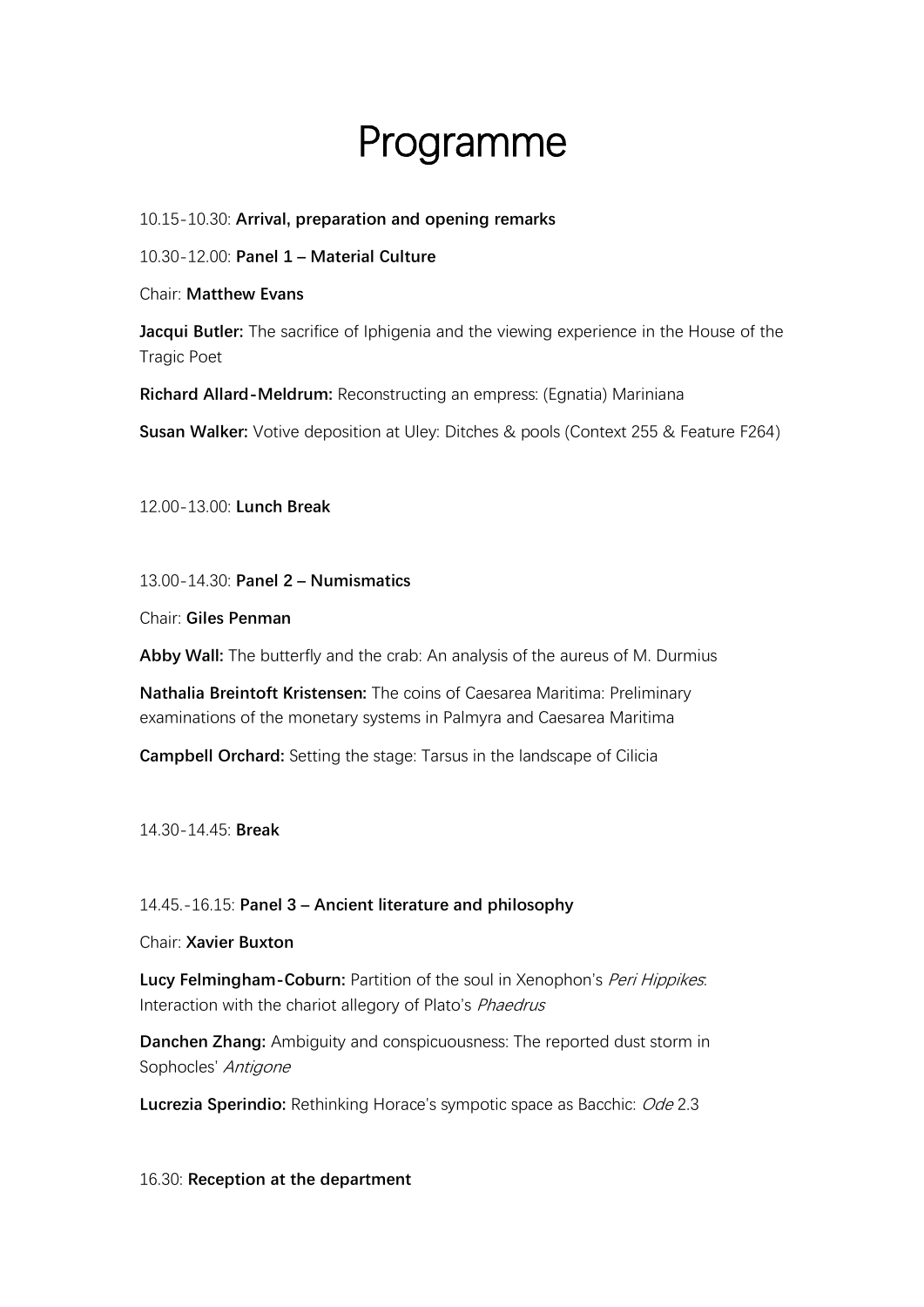# Programme

10.15-10.30: **Arrival, preparation and opening remarks**

10.30-12.00: **Panel 1 – Material Culture**

Chair: **Matthew Evans**

**Jacqui Butler:** The sacrifice of Iphigenia and the viewing experience in the House of the Tragic Poet

**Richard Allard-Meldrum:** Reconstructing an empress: (Egnatia) Mariniana

**Susan Walker:** Votive deposition at Uley: Ditches & pools (Context 255 & Feature F264)

12.00-13.00: **Lunch Break**

13.00-14.30: **Panel 2 – Numismatics**

Chair: **Giles Penman**

**Abby Wall:** The butterfly and the crab: An analysis of the aureus of M. Durmius

**Nathalia Breintoft Kristensen:** The coins of Caesarea Maritima: Preliminary examinations of the monetary systems in Palmyra and Caesarea Maritima

**Campbell Orchard:** Setting the stage: Tarsus in the landscape of Cilicia

14.30-14.45: **Break**

14.45.-16.15: **Panel 3 – Ancient literature and philosophy**

Chair: **Xavier Buxton**

**Lucy Felmingham-Coburn:** Partition of the soul in Xenophon's *Peri Hippikes*: Interaction with the chariot allegory of Plato's *Phaedrus*

**Danchen Zhang:** Ambiguity and conspicuousness: The reported dust storm in Sophocles' *Antigone*

**Lucrezia Sperindio:** Rethinking Horace's sympotic space as Bacchic: *Ode* 2.3

16.30: **Reception at the department**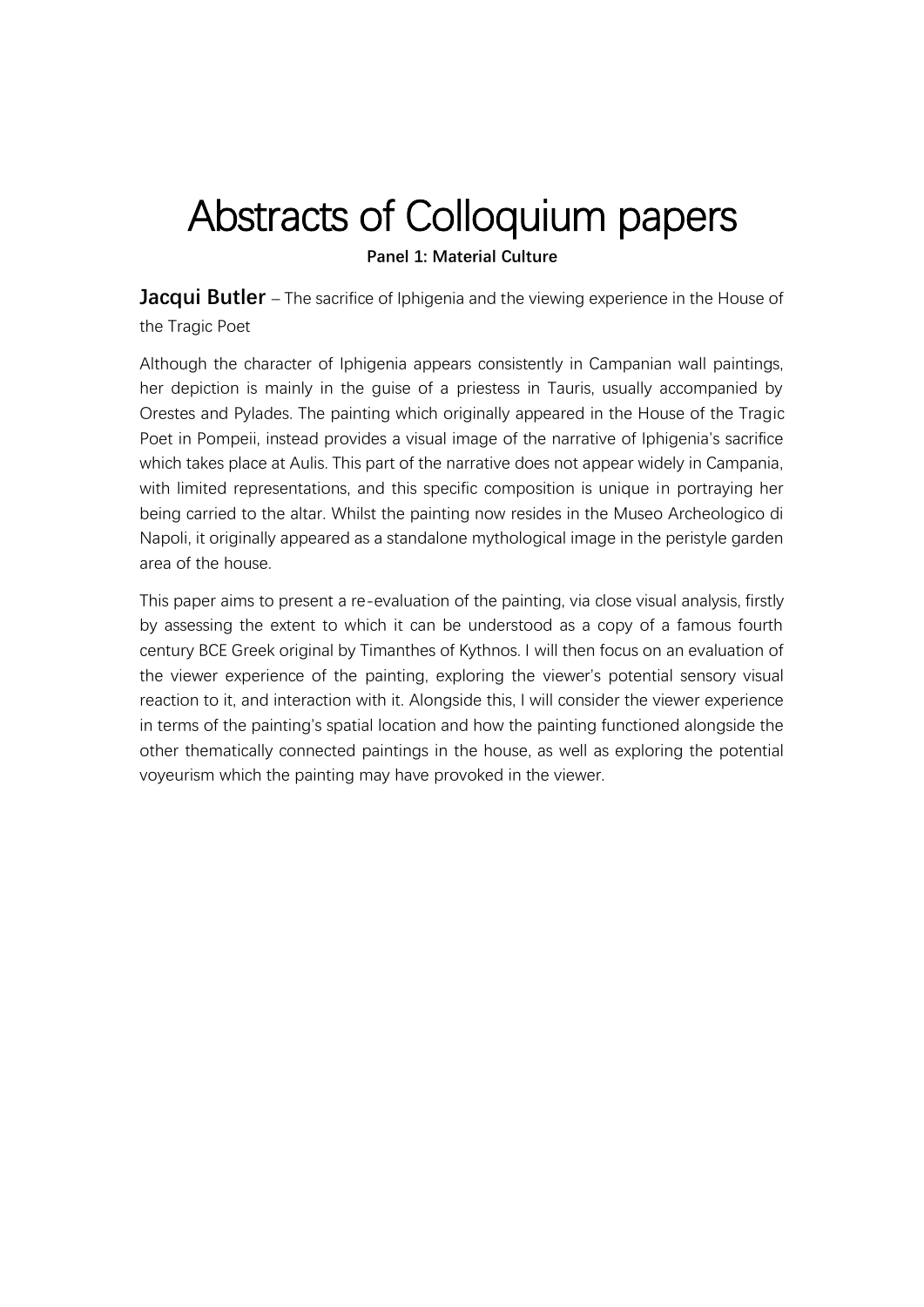# Abstracts of Colloquium papers

**Panel 1: Material Culture**

**Jacqui Butler** – The sacrifice of Iphigenia and the viewing experience in the House of the Tragic Poet

Although the character of Iphigenia appears consistently in Campanian wall paintings, her depiction is mainly in the guise of a priestess in Tauris, usually accompanied by Orestes and Pylades. The painting which originally appeared in the House of the Tragic Poet in Pompeii, instead provides a visual image of the narrative of Iphigenia's sacrifice which takes place at Aulis. This part of the narrative does not appear widely in Campania, with limited representations, and this specific composition is unique in portraying her being carried to the altar. Whilst the painting now resides in the Museo Archeologico di Napoli, it originally appeared as a standalone mythological image in the peristyle garden area of the house.

This paper aims to present a re-evaluation of the painting, via close visual analysis, firstly by assessing the extent to which it can be understood as a copy of a famous fourth century BCE Greek original by Timanthes of Kythnos. I will then focus on an evaluation of the viewer experience of the painting, exploring the viewer's potential sensory visual reaction to it, and interaction with it. Alongside this, I will consider the viewer experience in terms of the painting's spatial location and how the painting functioned alongside the other thematically connected paintings in the house, as well as exploring the potential voyeurism which the painting may have provoked in the viewer.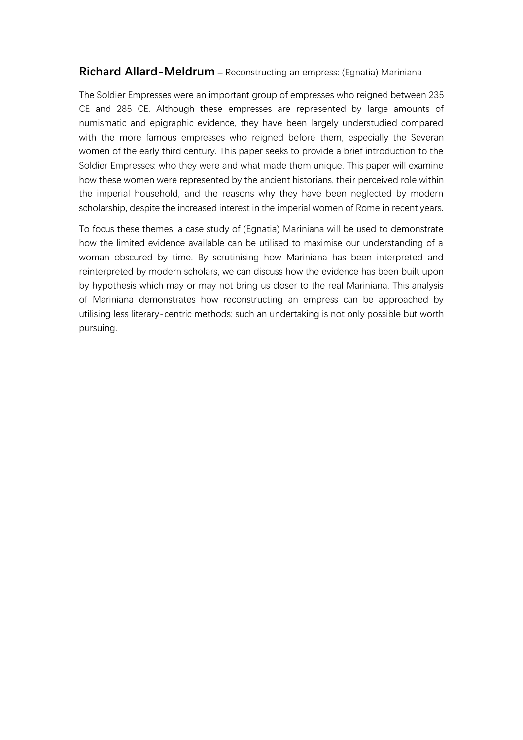**Richard Allard-Meldrum** – Reconstructing an empress: (Egnatia) Mariniana

The Soldier Empresses were an important group of empresses who reigned between 235 CE and 285 CE. Although these empresses are represented by large amounts of numismatic and epigraphic evidence, they have been largely understudied compared with the more famous empresses who reigned before them, especially the Severan women of the early third century. This paper seeks to provide a brief introduction to the Soldier Empresses: who they were and what made them unique. This paper will examine how these women were represented by the ancient historians, their perceived role within the imperial household, and the reasons why they have been neglected by modern scholarship, despite the increased interest in the imperial women of Rome in recent years.

To focus these themes, a case study of (Egnatia) Mariniana will be used to demonstrate how the limited evidence available can be utilised to maximise our understanding of a woman obscured by time. By scrutinising how Mariniana has been interpreted and reinterpreted by modern scholars, we can discuss how the evidence has been built upon by hypothesis which may or may not bring us closer to the real Mariniana. This analysis of Mariniana demonstrates how reconstructing an empress can be approached by utilising less literary-centric methods; such an undertaking is not only possible but worth pursuing.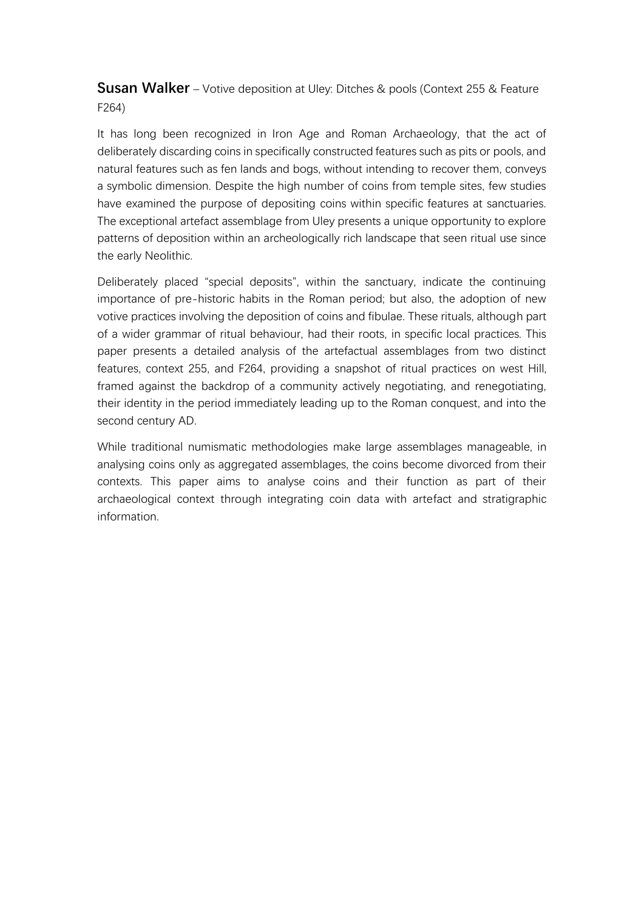**Susan Walker** – Votive deposition at Uley: Ditches & pools (Context 255 & Feature F264)

It has long been recognized in Iron Age and Roman Archaeology, that the act of deliberately discarding coins in specifically constructed features such as pits or pools, and natural features such as fen lands and bogs, without intending to recover them, conveys a symbolic dimension. Despite the high number of coins from temple sites, few studies have examined the purpose of depositing coins within specific features at sanctuaries. The exceptional artefact assemblage from Uley presents a unique opportunity to explore patterns of deposition within an archeologically rich landscape that seen ritual use since the early Neolithic.

Deliberately placed "special deposits", within the sanctuary, indicate the continuing importance of pre-historic habits in the Roman period; but also, the adoption of new votive practices involving the deposition of coins and fibulae. These rituals, although part of a wider grammar of ritual behaviour, had their roots, in specific local practices. This paper presents a detailed analysis of the artefactual assemblages from two distinct features, context 255, and F264, providing a snapshot of ritual practices on west Hill, framed against the backdrop of a community actively negotiating, and renegotiating, their identity in the period immediately leading up to the Roman conquest, and into the second century AD.

While traditional numismatic methodologies make large assemblages manageable, in analysing coins only as aggregated assemblages, the coins become divorced from their contexts. This paper aims to analyse coins and their function as part of their archaeological context through integrating coin data with artefact and stratigraphic information.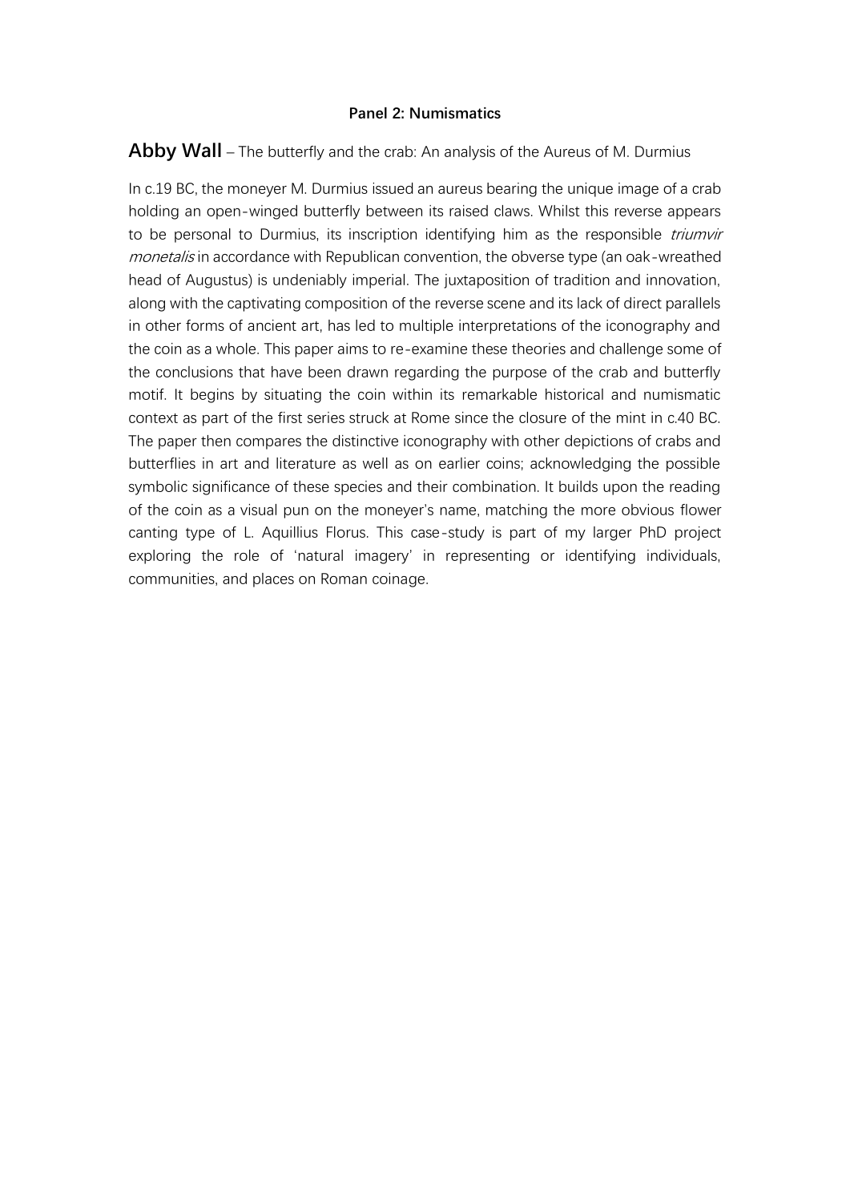**Panel 2: Numismatics**

**Abby Wall** – The butterfly and the crab: An analysis of the Aureus of M. Durmius

In c.19 BC, the moneyer M. Durmius issued an aureus bearing the unique image of a crab holding an open-winged butterfly between its raised claws. Whilst this reverse appears to be personal to Durmius, its inscription identifying him as the responsible *triumvir monetalis* in accordance with Republican convention, the obverse type (an oak-wreathed head of Augustus) is undeniably imperial. The juxtaposition of tradition and innovation, along with the captivating composition of the reverse scene and its lack of direct parallels in other forms of ancient art, has led to multiple interpretations of the iconography and the coin as a whole. This paper aims to re-examine these theories and challenge some of the conclusions that have been drawn regarding the purpose of the crab and butterfly motif. It begins by situating the coin within its remarkable historical and numismatic context as part of the first series struck at Rome since the closure of the mint in c.40 BC. The paper then compares the distinctive iconography with other depictions of crabs and butterflies in art and literature as well as on earlier coins; acknowledging the possible symbolic significance of these species and their combination. It builds upon the reading of the coin as a visual pun on the moneyer's name, matching the more obvious flower canting type of L. Aquillius Florus. This case-study is part of my larger PhD project exploring the role of 'natural imagery' in representing or identifying individuals, communities, and places on Roman coinage.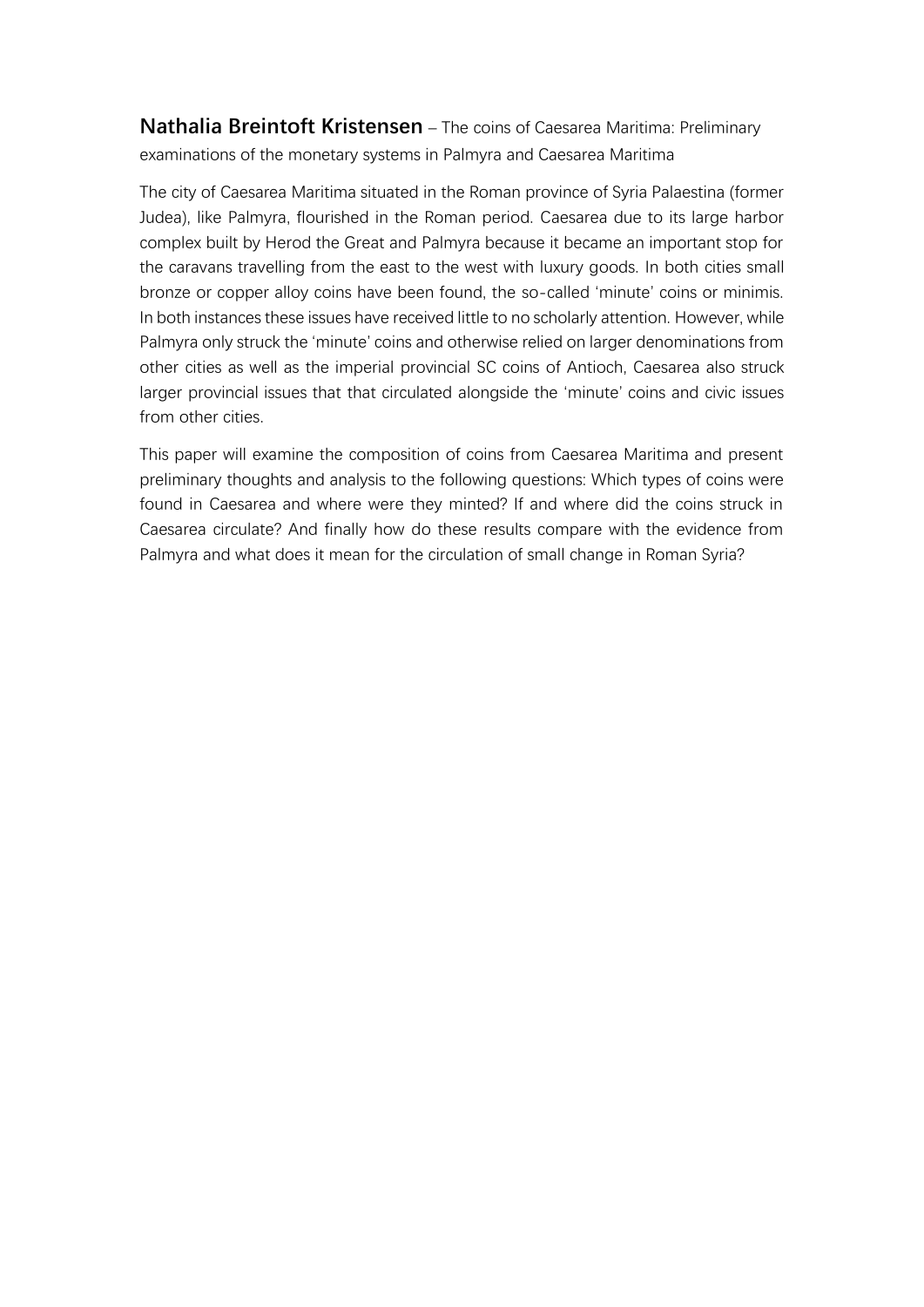**Nathalia Breintoft Kristensen** – The coins of Caesarea Maritima: Preliminary examinations of the monetary systems in Palmyra and Caesarea Maritima

The city of Caesarea Maritima situated in the Roman province of Syria Palaestina (former Judea), like Palmyra, flourished in the Roman period. Caesarea due to its large harbor complex built by Herod the Great and Palmyra because it became an important stop for the caravans travelling from the east to the west with luxury goods. In both cities small bronze or copper alloy coins have been found, the so-called 'minute' coins or minimis. In both instances these issues have received little to no scholarly attention. However, while Palmyra only struck the 'minute' coins and otherwise relied on larger denominations from other cities as well as the imperial provincial SC coins of Antioch, Caesarea also struck larger provincial issues that that circulated alongside the 'minute' coins and civic issues from other cities.

This paper will examine the composition of coins from Caesarea Maritima and present preliminary thoughts and analysis to the following questions: Which types of coins were found in Caesarea and where were they minted? If and where did the coins struck in Caesarea circulate? And finally how do these results compare with the evidence from Palmyra and what does it mean for the circulation of small change in Roman Syria?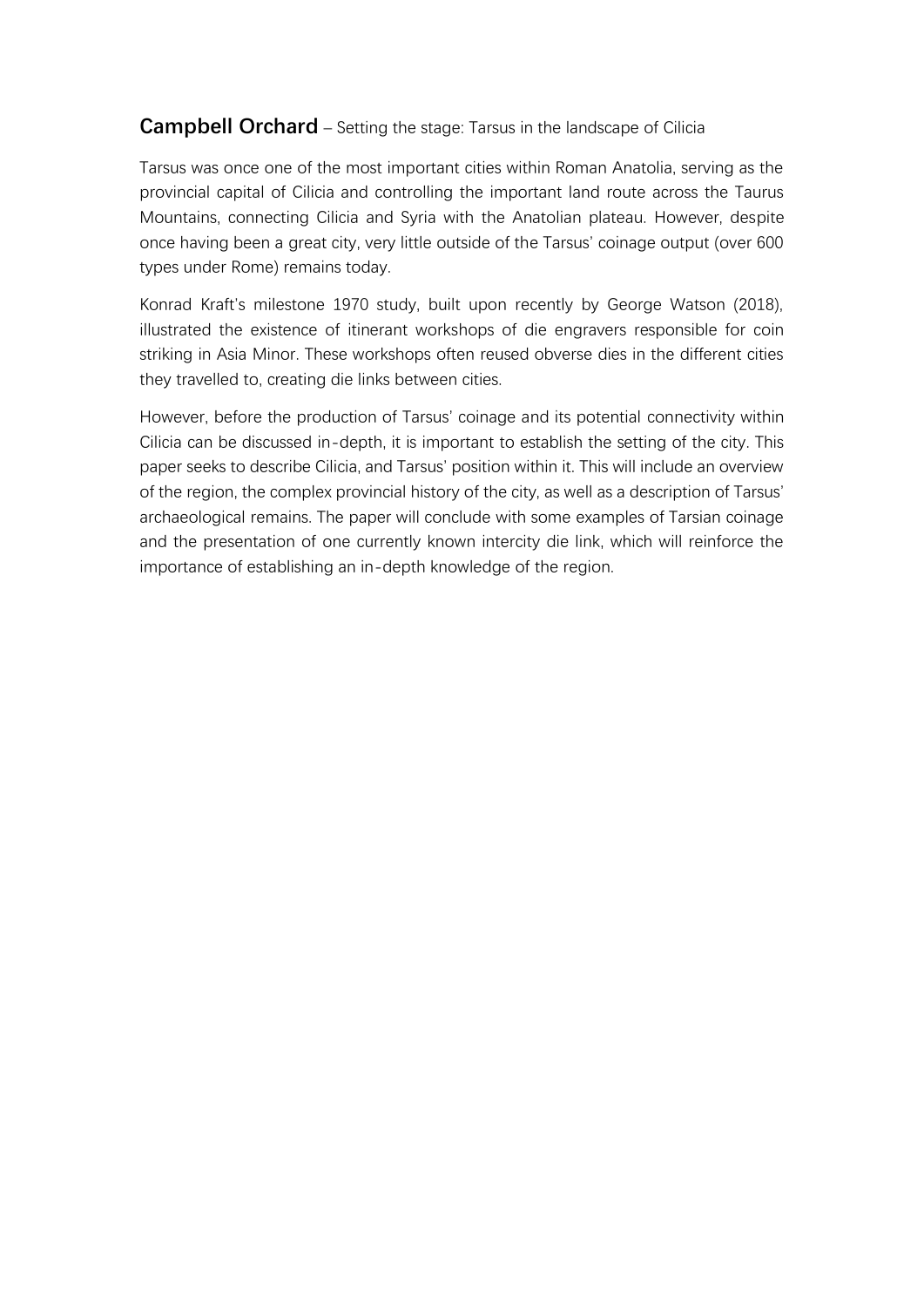**Campbell Orchard** – Setting the stage: Tarsus in the landscape of Cilicia

Tarsus was once one of the most important cities within Roman Anatolia, serving as the provincial capital of Cilicia and controlling the important land route across the Taurus Mountains, connecting Cilicia and Syria with the Anatolian plateau. However, despite once having been a great city, very little outside of the Tarsus' coinage output (over 600 types under Rome) remains today.

Konrad Kraft's milestone 1970 study, built upon recently by George Watson (2018), illustrated the existence of itinerant workshops of die engravers responsible for coin striking in Asia Minor. These workshops often reused obverse dies in the different cities they travelled to, creating die links between cities.

However, before the production of Tarsus' coinage and its potential connectivity within Cilicia can be discussed in-depth, it is important to establish the setting of the city. This paper seeks to describe Cilicia, and Tarsus' position within it. This will include an overview of the region, the complex provincial history of the city, as well as a description of Tarsus' archaeological remains. The paper will conclude with some examples of Tarsian coinage and the presentation of one currently known intercity die link, which will reinforce the importance of establishing an in-depth knowledge of the region.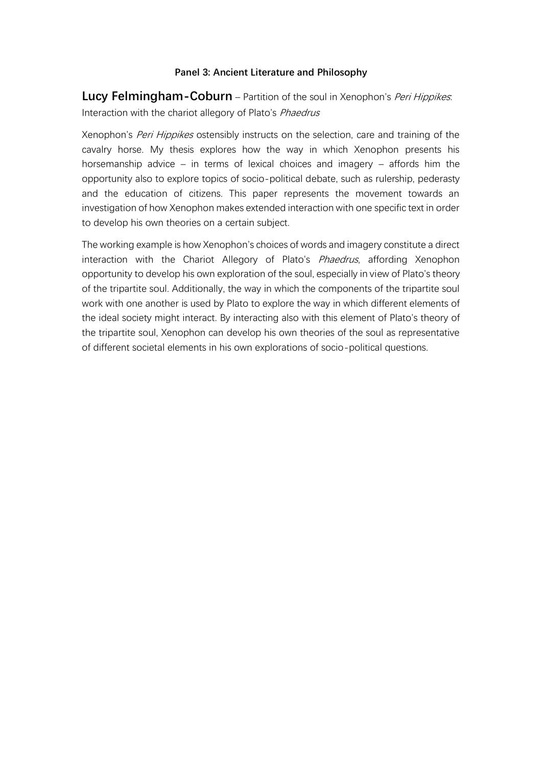**Panel 3: Ancient Literature and Philosophy**

**Lucy Felmingham-Coburn** – Partition of the soul in Xenophon's *Peri Hippikes*: Interaction with the chariot allegory of Plato's *Phaedrus*

Xenophon's *Peri Hippikes* ostensibly instructs on the selection, care and training of the cavalry horse. My thesis explores how the way in which Xenophon presents his horsemanship advice – in terms of lexical choices and imagery – affords him the opportunity also to explore topics of socio-political debate, such as rulership, pederasty and the education of citizens. This paper represents the movement towards an investigation of how Xenophon makes extended interaction with one specific text in order to develop his own theories on a certain subject.

The working example is how Xenophon's choices of words and imagery constitute a direct interaction with the Chariot Allegory of Plato's *Phaedrus*, affording Xenophon opportunity to develop his own exploration of the soul, especially in view of Plato's theory of the tripartite soul. Additionally, the way in which the components of the tripartite soul work with one another is used by Plato to explore the way in which different elements of the ideal society might interact. By interacting also with this element of Plato's theory of the tripartite soul, Xenophon can develop his own theories of the soul as representative of different societal elements in his own explorations of socio-political questions.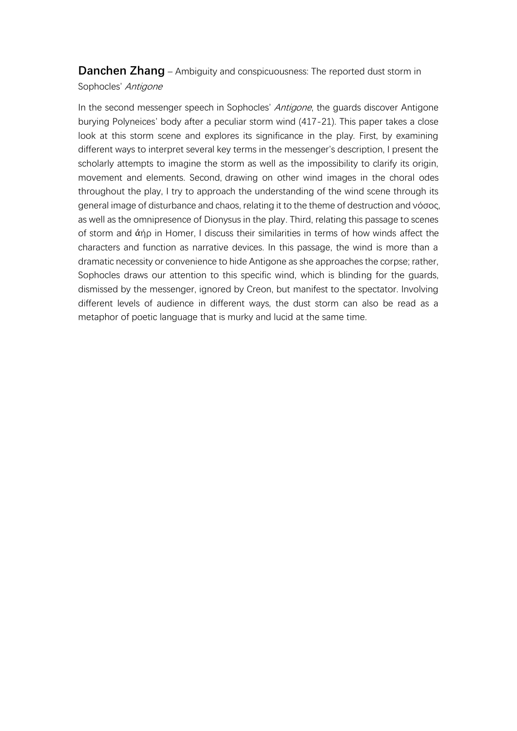**Danchen Zhang** – Ambiguity and conspicuousness: The reported dust storm in Sophocles' *Antigone*

In the second messenger speech in Sophocles' *Antigone*, the guards discover Antigone burying Polyneices' body after a peculiar storm wind (417-21). This paper takes a close look at this storm scene and explores its significance in the play. First, by examining different ways to interpret several key terms in the messenger's description, I present the scholarly attempts to imagine the storm as well as the impossibility to clarify its origin, movement and elements. Second, drawing on other wind images in the choral odes throughout the play, I try to approach the understanding of the wind scene through its general image of disturbance and chaos, relating it to the theme of destruction and νόσος, as well as the omnipresence of Dionysus in the play. Third, relating this passage to scenes of storm and ἀήρ in Homer, I discuss their similarities in terms of how winds affect the characters and function as narrative devices. In this passage, the wind is more than a dramatic necessity or convenience to hide Antigone as she approaches the corpse; rather, Sophocles draws our attention to this specific wind, which is blinding for the guards, dismissed by the messenger, ignored by Creon, but manifest to the spectator. Involving different levels of audience in different ways, the dust storm can also be read as a metaphor of poetic language that is murky and lucid at the same time.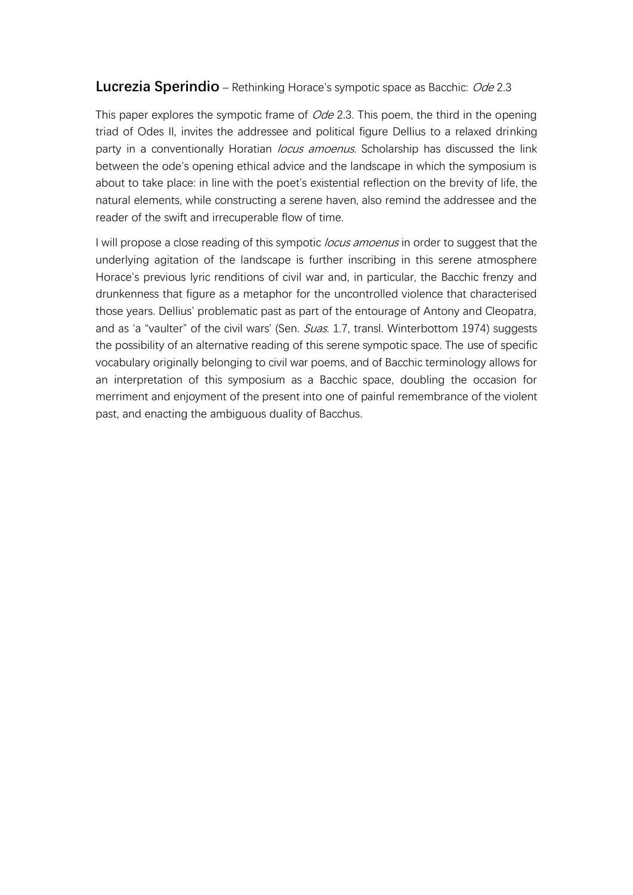**Lucrezia Sperindio** – Rethinking Horace's sympotic space as Bacchic: *Ode* 2.3

This paper explores the sympotic frame of *Ode* 2.3. This poem, the third in the opening triad of Odes II, invites the addressee and political figure Dellius to a relaxed drinking party in a conventionally Horatian *locus amoenus*. Scholarship has discussed the link between the ode's opening ethical advice and the landscape in which the symposium is about to take place: in line with the poet's existential reflection on the brevity of life, the natural elements, while constructing a serene haven, also remind the addressee and the reader of the swift and irrecuperable flow of time.

I will propose a close reading of this sympotic *locus amoenus* in order to suggest that the underlying agitation of the landscape is further inscribing in this serene atmosphere Horace's previous lyric renditions of civil war and, in particular, the Bacchic frenzy and drunkenness that figure as a metaphor for the uncontrolled violence that characterised those years. Dellius' problematic past as part of the entourage of Antony and Cleopatra, and as 'a "vaulter" of the civil wars' (Sen. *Suas*. 1.7, transl. Winterbottom 1974) suggests the possibility of an alternative reading of this serene sympotic space. The use of specific vocabulary originally belonging to civil war poems, and of Bacchic terminology allows for an interpretation of this symposium as a Bacchic space, doubling the occasion for merriment and enjoyment of the present into one of painful remembrance of the violent past, and enacting the ambiguous duality of Bacchus.